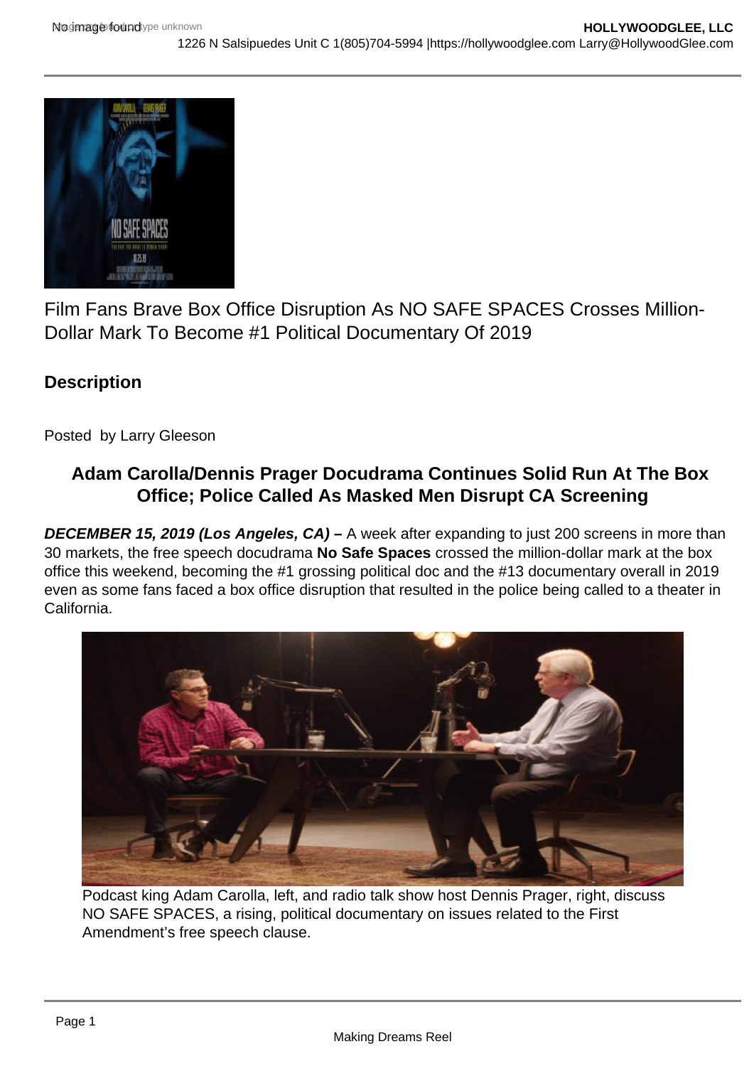Film Fans Brave Box Office Disruption As NO SAFE SPACES Crosses Million-Dollar Mark To Become #1 Political Documentary Of 2019

## Description

Posted by Larry Gleeson

### Adam Carolla/Dennis Prager Docudrama Continues Solid Run At The Box Office; Police Called As Masked Men Disrupt CA Screening

***DECEMBER 15, 2019 (Los Angeles, CA) –*** A week after expanding to just 200 screens in more than 30 markets, the free speech docudrama **No Safe Spaces** crossed the million-dollar mark at the box office this weekend, becoming the #1 grossing political doc and the #13 documentary overall in 2019 even as some fans faced a box office disruption that resulted in the police being called to a theater in California.

Podcast king Adam Carolla, left, and radio talk show host Dennis Prager, right, discuss NO SAFE SPACES, a rising, political documentary on issues related to the First Amendment's free speech clause.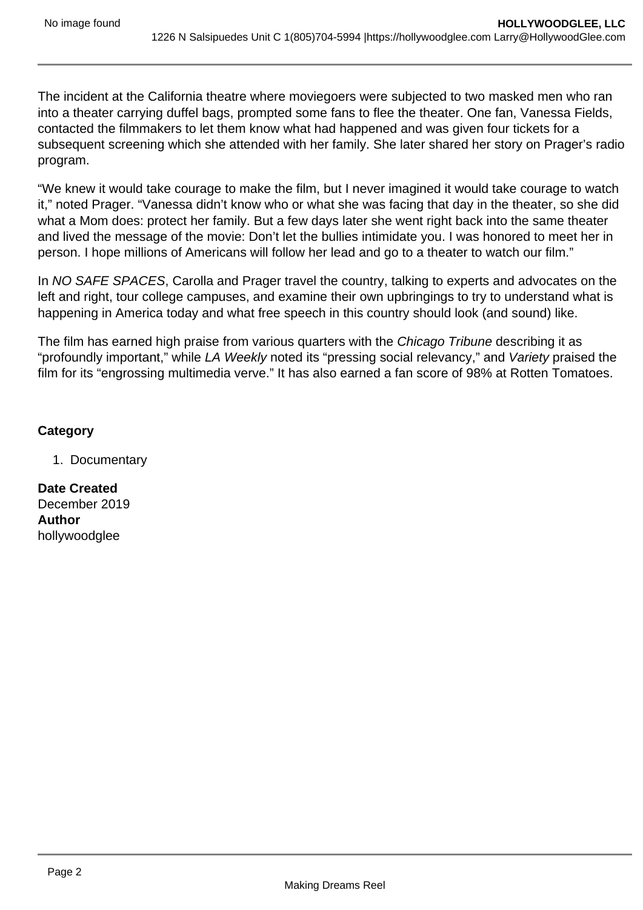The incident at the California theatre where moviegoers were subjected to two masked men who ran into a theater carrying duffel bags, prompted some fans to flee the theater. One fan, Vanessa Fields, contacted the filmmakers to let them know what had happened and was given four tickets for a subsequent screening which she attended with her family. She later shared her story on Prager's radio program.

"We knew it would take courage to make the film, but I never imagined it would take courage to watch it," noted Prager. "Vanessa didn't know who or what she was facing that day in the theater, so she did what a Mom does: protect her family. But a few days later she went right back into the same theater and lived the message of the movie: Don't let the bullies intimidate you. I was honored to meet her in person. I hope millions of Americans will follow her lead and go to a theater to watch our film."

In *NO SAFE SPACES*, Carolla and Prager travel the country, talking to experts and advocates on the left and right, tour college campuses, and examine their own upbringings to try to understand what is happening in America today and what free speech in this country should look (and sound) like.

The film has earned high praise from various quarters with the *Chicago Tribune* describing it as "profoundly important," while *LA Weekly* noted its "pressing social relevancy," and *Variety* praised the film for its "engrossing multimedia verve." It has also earned a fan score of 98% at Rotten Tomatoes.

**Category**

1. Documentary

**Date Created**
December 2019
**Author**
hollywoodglee